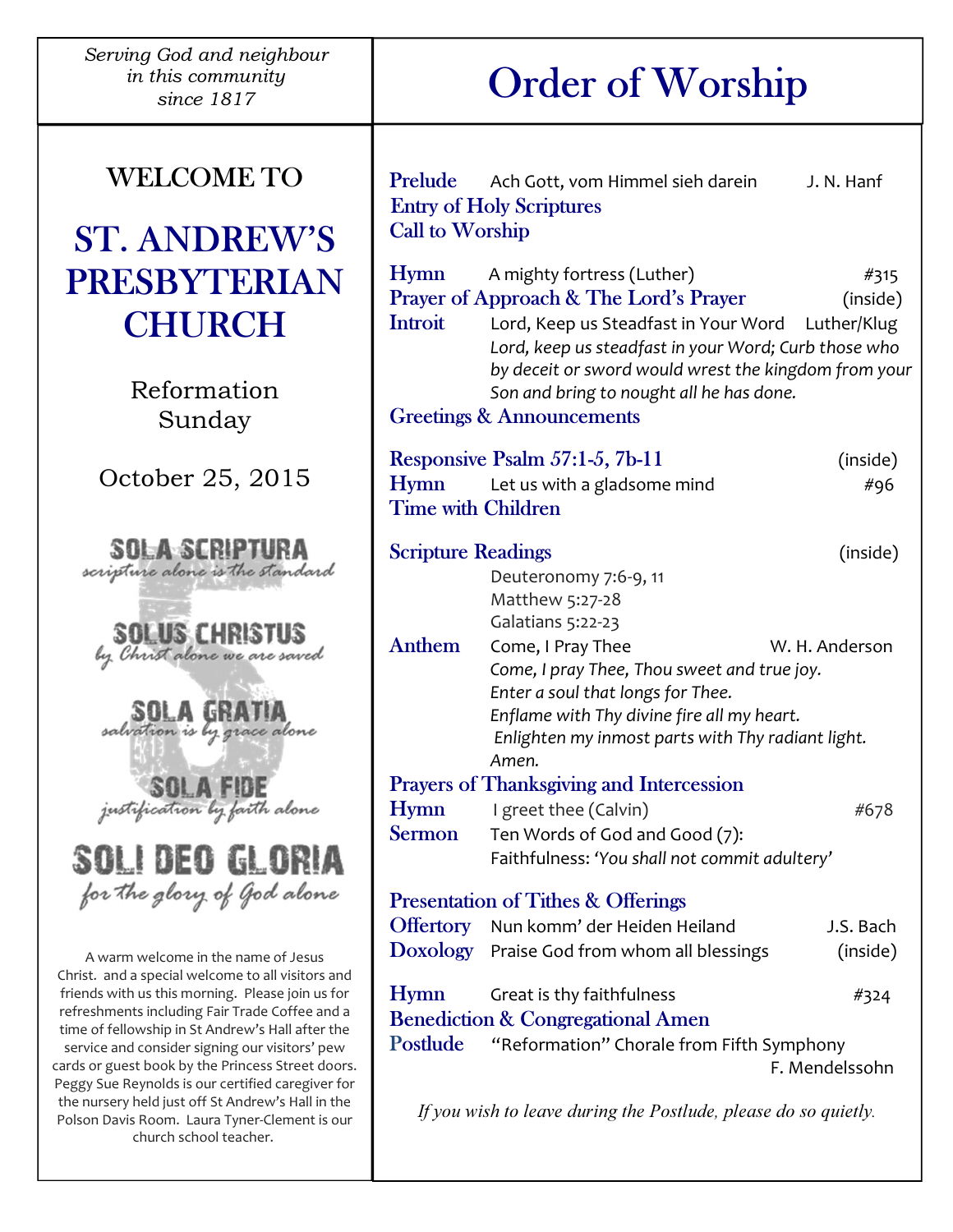*Serving God and neighbour in this community since 1817*

# WELCOME TO

# ST. ANDREW'S PRESBYTERIAN CHURCH

Reformation Sunday

October 25, 2015

**SOLA SCRIPTURA**
*scripture alone is the standard*

**SOLUS CHRISTUS**
*by Christ alone we are saved*

**SOLA GRATIA**
*salvation is by grace alone*

**SOLA FIDE**
*justification by faith alone*

**SOLI DEO GLORIA**
*for the glory of God alone*

A warm welcome in the name of Jesus Christ. and a special welcome to all visitors and friends with us this morning. Please join us for refreshments including Fair Trade Coffee and a time of fellowship in St Andrew's Hall after the service and consider signing our visitors' pew cards or guest book by the Princess Street doors. Peggy Sue Reynolds is our certified caregiver for the nursery held just off St Andrew's Hall in the Polson Davis Room. Laura Tyner-Clement is our church school teacher.

# Order of Worship

**Prelude** Ach Gott, vom Himmel sieh darein — J. N. Hanf
**Entry of Holy Scriptures**
**Call to Worship**

**Hymn** A mighty fortress (Luther) — #315
**Prayer of Approach & The Lord's Prayer** — (inside)
**Introit** Lord, Keep us Steadfast in Your Word — Luther/Klug
*Lord, keep us steadfast in your Word; Curb those who by deceit or sword would wrest the kingdom from your Son and bring to nought all he has done.*
**Greetings & Announcements**

**Responsive Psalm 57:1-5, 7b-11** — (inside)
**Hymn** Let us with a gladsome mind — #96
**Time with Children**

**Scripture Readings** — (inside)
Deuteronomy 7:6-9, 11
Matthew 5:27-28
Galatians 5:22-23
**Anthem** Come, I Pray Thee — W. H. Anderson
*Come, I pray Thee, Thou sweet and true joy.*
*Enter a soul that longs for Thee.*
*Enflame with Thy divine fire all my heart.*
*Enlighten my inmost parts with Thy radiant light.*
*Amen.*
**Prayers of Thanksgiving and Intercession**
**Hymn** I greet thee (Calvin) — #678
**Sermon** Ten Words of God and Good (7):
Faithfulness: *'You shall not commit adultery'*

**Presentation of Tithes & Offerings**
**Offertory** Nun komm' der Heiden Heiland — J.S. Bach
**Doxology** Praise God from whom all blessings — (inside)

**Hymn** Great is thy faithfulness — #324
**Benediction & Congregational Amen**
**Postlude** "Reformation" Chorale from Fifth Symphony — F. Mendelssohn

*If you wish to leave during the Postlude, please do so quietly.*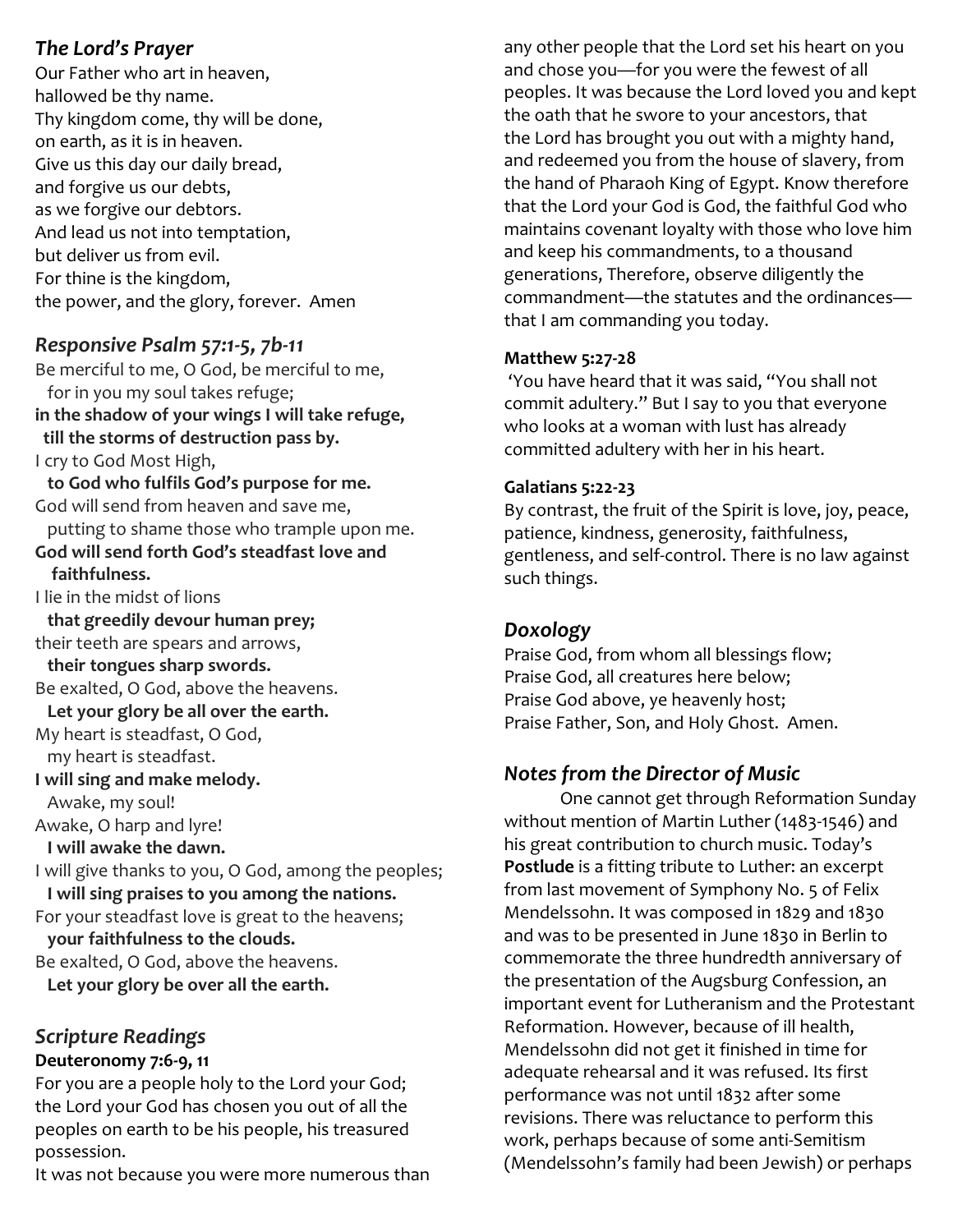## *The Lord's Prayer*

Our Father who art in heaven,
hallowed be thy name.
Thy kingdom come, thy will be done,
on earth, as it is in heaven.
Give us this day our daily bread,
and forgive us our debts,
as we forgive our debtors.
And lead us not into temptation,
but deliver us from evil.
For thine is the kingdom,
the power, and the glory, forever. Amen

## *Responsive Psalm 57:1-5, 7b-11*

Be merciful to me, O God, be merciful to me,
for in you my soul takes refuge;
**in the shadow of your wings I will take refuge,**
**till the storms of destruction pass by.**
I cry to God Most High,
**to God who fulfils God's purpose for me.**
God will send from heaven and save me,
putting to shame those who trample upon me.
**God will send forth God's steadfast love and faithfulness.**
I lie in the midst of lions
**that greedily devour human prey;**
their teeth are spears and arrows,
**their tongues sharp swords.**
Be exalted, O God, above the heavens.
**Let your glory be all over the earth.**
My heart is steadfast, O God,
my heart is steadfast.
**I will sing and make melody.**
Awake, my soul!
Awake, O harp and lyre!
**I will awake the dawn.**
I will give thanks to you, O God, among the peoples;
**I will sing praises to you among the nations.**
For your steadfast love is great to the heavens;
**your faithfulness to the clouds.**
Be exalted, O God, above the heavens.
**Let your glory be over all the earth.**

## *Scripture Readings*

**Deuteronomy 7:6-9, 11**

For you are a people holy to the Lord your God; the Lord your God has chosen you out of all the peoples on earth to be his people, his treasured possession.
It was not because you were more numerous than any other people that the Lord set his heart on you and chose you—for you were the fewest of all peoples. It was because the Lord loved you and kept the oath that he swore to your ancestors, that the Lord has brought you out with a mighty hand, and redeemed you from the house of slavery, from the hand of Pharaoh King of Egypt. Know therefore that the Lord your God is God, the faithful God who maintains covenant loyalty with those who love him and keep his commandments, to a thousand generations, Therefore, observe diligently the commandment—the statutes and the ordinances—that I am commanding you today.

**Matthew 5:27-28**

'You have heard that it was said, "You shall not commit adultery." But I say to you that everyone who looks at a woman with lust has already committed adultery with her in his heart.

**Galatians 5:22-23**

By contrast, the fruit of the Spirit is love, joy, peace, patience, kindness, generosity, faithfulness, gentleness, and self-control. There is no law against such things.

## *Doxology*

Praise God, from whom all blessings flow;
Praise God, all creatures here below;
Praise God above, ye heavenly host;
Praise Father, Son, and Holy Ghost. Amen.

## *Notes from the Director of Music*

One cannot get through Reformation Sunday without mention of Martin Luther (1483-1546) and his great contribution to church music. Today's **Postlude** is a fitting tribute to Luther: an excerpt from last movement of Symphony No. 5 of Felix Mendelssohn. It was composed in 1829 and 1830 and was to be presented in June 1830 in Berlin to commemorate the three hundredth anniversary of the presentation of the Augsburg Confession, an important event for Lutheranism and the Protestant Reformation. However, because of ill health, Mendelssohn did not get it finished in time for adequate rehearsal and it was refused. Its first performance was not until 1832 after some revisions. There was reluctance to perform this work, perhaps because of some anti-Semitism (Mendelssohn's family had been Jewish) or perhaps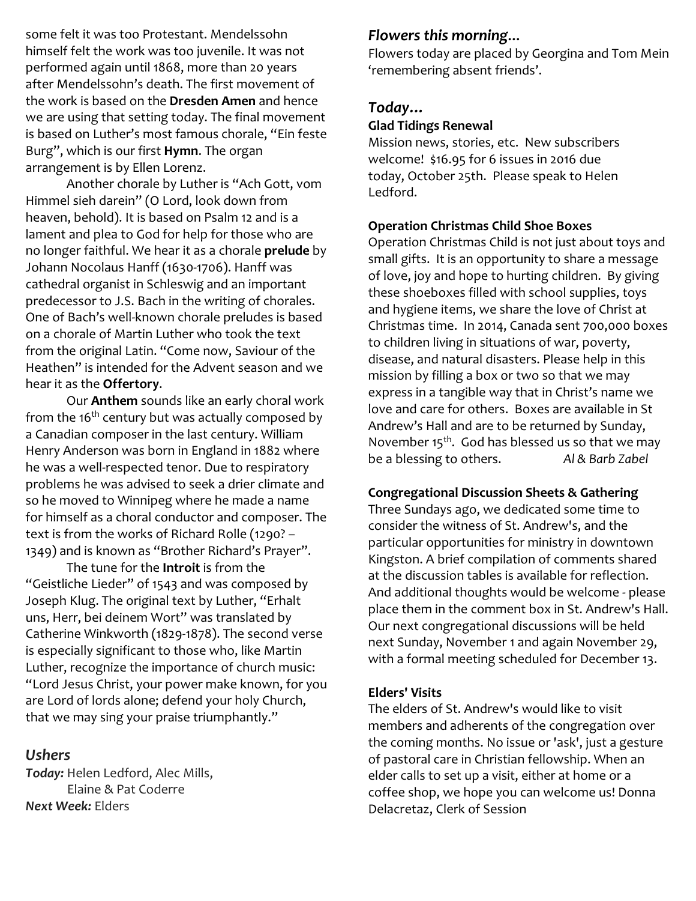some felt it was too Protestant. Mendelssohn himself felt the work was too juvenile. It was not performed again until 1868, more than 20 years after Mendelssohn's death. The first movement of the work is based on the **Dresden Amen** and hence we are using that setting today. The final movement is based on Luther's most famous chorale, "Ein feste Burg", which is our first **Hymn**. The organ arrangement is by Ellen Lorenz.

Another chorale by Luther is "Ach Gott, vom Himmel sieh darein" (O Lord, look down from heaven, behold). It is based on Psalm 12 and is a lament and plea to God for help for those who are no longer faithful. We hear it as a chorale **prelude** by Johann Nocolaus Hanff (1630-1706). Hanff was cathedral organist in Schleswig and an important predecessor to J.S. Bach in the writing of chorales. One of Bach's well-known chorale preludes is based on a chorale of Martin Luther who took the text from the original Latin. "Come now, Saviour of the Heathen" is intended for the Advent season and we hear it as the **Offertory**.

Our **Anthem** sounds like an early choral work from the 16th century but was actually composed by a Canadian composer in the last century. William Henry Anderson was born in England in 1882 where he was a well-respected tenor. Due to respiratory problems he was advised to seek a drier climate and so he moved to Winnipeg where he made a name for himself as a choral conductor and composer. The text is from the works of Richard Rolle (1290? – 1349) and is known as "Brother Richard's Prayer".

The tune for the **Introit** is from the "Geistliche Lieder" of 1543 and was composed by Joseph Klug. The original text by Luther, "Erhalt uns, Herr, bei deinem Wort" was translated by Catherine Winkworth (1829-1878). The second verse is especially significant to those who, like Martin Luther, recognize the importance of church music: "Lord Jesus Christ, your power make known, for you are Lord of lords alone; defend your holy Church, that we may sing your praise triumphantly."

## *Ushers*

***Today:*** Helen Ledford, Alec Mills, Elaine & Pat Coderre
***Next Week:*** Elders

## *Flowers this morning…*

Flowers today are placed by Georgina and Tom Mein 'remembering absent friends'.

## *Today…*

### Glad Tidings Renewal

Mission news, stories, etc. New subscribers welcome! $16.95 for 6 issues in 2016 due today, October 25th. Please speak to Helen Ledford.

### Operation Christmas Child Shoe Boxes

Operation Christmas Child is not just about toys and small gifts. It is an opportunity to share a message of love, joy and hope to hurting children. By giving these shoeboxes filled with school supplies, toys and hygiene items, we share the love of Christ at Christmas time. In 2014, Canada sent 700,000 boxes to children living in situations of war, poverty, disease, and natural disasters. Please help in this mission by filling a box or two so that we may express in a tangible way that in Christ's name we love and care for others. Boxes are available in St Andrew's Hall and are to be returned by Sunday, November 15th. God has blessed us so that we may be a blessing to others. *Al & Barb Zabel*

### Congregational Discussion Sheets & Gathering

Three Sundays ago, we dedicated some time to consider the witness of St. Andrew's, and the particular opportunities for ministry in downtown Kingston. A brief compilation of comments shared at the discussion tables is available for reflection. And additional thoughts would be welcome - please place them in the comment box in St. Andrew's Hall. Our next congregational discussions will be held next Sunday, November 1 and again November 29, with a formal meeting scheduled for December 13.

### Elders' Visits

The elders of St. Andrew's would like to visit members and adherents of the congregation over the coming months. No issue or 'ask', just a gesture of pastoral care in Christian fellowship. When an elder calls to set up a visit, either at home or a coffee shop, we hope you can welcome us! Donna Delacretaz, Clerk of Session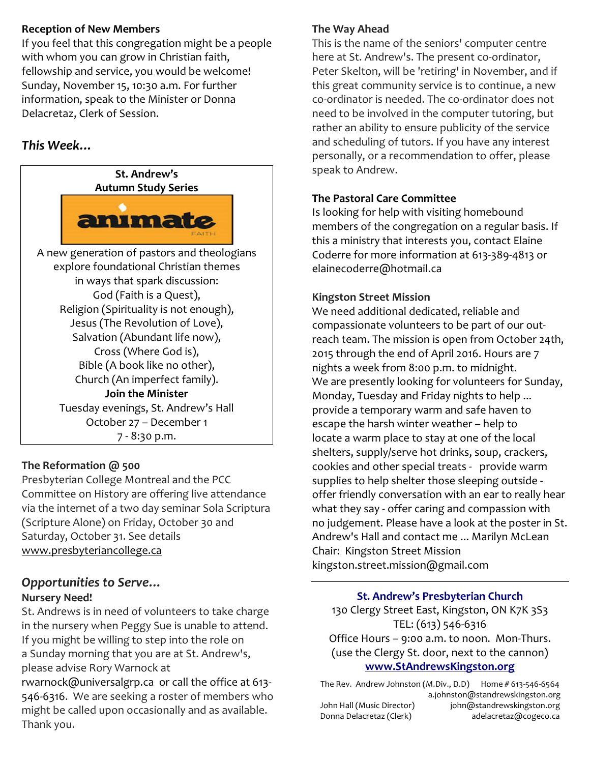## Reception of New Members

If you feel that this congregation might be a people with whom you can grow in Christian faith, fellowship and service, you would be welcome! Sunday, November 15, 10:30 a.m. For further information, speak to the Minister or Donna Delacretaz, Clerk of Session.

## *This Week…*

**St. Andrew's**
**Autumn Study Series**

animate FAITH

A new generation of pastors and theologians explore foundational Christian themes in ways that spark discussion:
God (Faith is a Quest),
Religion (Spirituality is not enough),
Jesus (The Revolution of Love),
Salvation (Abundant life now),
Cross (Where God is),
Bible (A book like no other),
Church (An imperfect family).

**Join the Minister**
Tuesday evenings, St. Andrew's Hall
October 27 – December 1
7 - 8:30 p.m.

### The Reformation @ 500

Presbyterian College Montreal and the PCC Committee on History are offering live attendance via the internet of a two day seminar Sola Scriptura (Scripture Alone) on Friday, October 30 and Saturday, October 31. See details www.presbyteriancollege.ca

## *Opportunities to Serve…*

### Nursery Need!

St. Andrews is in need of volunteers to take charge in the nursery when Peggy Sue is unable to attend. If you might be willing to step into the role on a Sunday morning that you are at St. Andrew's, please advise Rory Warnock at rwarnock@universalgrp.ca or call the office at 613-546-6316. We are seeking a roster of members who might be called upon occasionally and as available. Thank you.

### The Way Ahead

This is the name of the seniors' computer centre here at St. Andrew's. The present co-ordinator, Peter Skelton, will be 'retiring' in November, and if this great community service is to continue, a new co-ordinator is needed. The co-ordinator does not need to be involved in the computer tutoring, but rather an ability to ensure publicity of the service and scheduling of tutors. If you have any interest personally, or a recommendation to offer, please speak to Andrew.

### The Pastoral Care Committee

Is looking for help with visiting homebound members of the congregation on a regular basis. If this a ministry that interests you, contact Elaine Coderre for more information at 613-389-4813 or elainecoderre@hotmail.ca

### Kingston Street Mission

We need additional dedicated, reliable and compassionate volunteers to be part of our out-reach team. The mission is open from October 24th, 2015 through the end of April 2016. Hours are 7 nights a week from 8:00 p.m. to midnight.
We are presently looking for volunteers for Sunday, Monday, Tuesday and Friday nights to help ... provide a temporary warm and safe haven to escape the harsh winter weather – help to locate a warm place to stay at one of the local shelters, supply/serve hot drinks, soup, crackers, cookies and other special treats - provide warm supplies to help shelter those sleeping outside - offer friendly conversation with an ear to really hear what they say - offer caring and compassion with no judgement. Please have a look at the poster in St. Andrew's Hall and contact me ... Marilyn McLean
Chair: Kingston Street Mission
kingston.street.mission@gmail.com

---

**St. Andrew's Presbyterian Church**
130 Clergy Street East, Kingston, ON K7K 3S3
TEL: (613) 546-6316
Office Hours – 9:00 a.m. to noon. Mon-Thurs.
(use the Clergy St. door, next to the cannon)
**www.StAndrewsKingston.org**

The Rev. Andrew Johnston (M.Div., D.D) Home # 613-546-6564
a.johnston@standrewskingston.org
John Hall (Music Director) john@standrewskingston.org
Donna Delacretaz (Clerk) adelacretaz@cogeco.ca